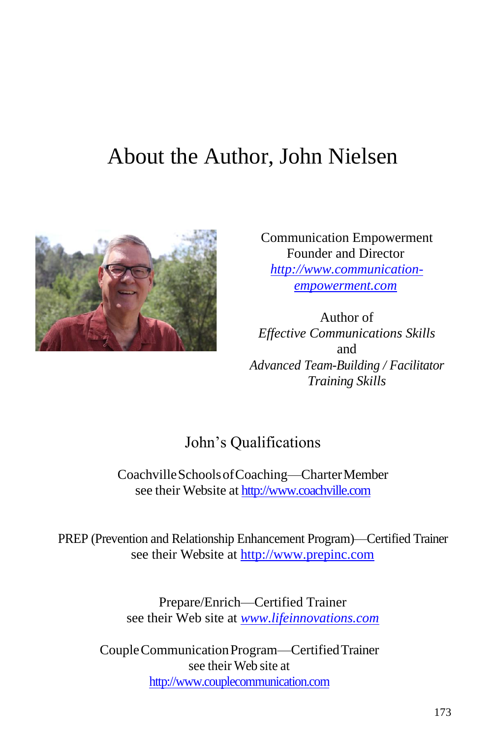# About the Author, John Nielsen

Communication Empowerment
Founder and Director
[http://www.communication-empowerment.com](http://www.communication-empowerment.com)

Author of
*Effective Communications Skills*
and
*Advanced Team-Building / Facilitator Training Skills*

## John's Qualifications

Coachville Schools of Coaching—Charter Member
see their Website at [http://www.coachville.com](http://www.coachville.com)

PREP (Prevention and Relationship Enhancement Program)—Certified Trainer
see their Website at [http://www.prepinc.com](http://www.prepinc.com)

Prepare/Enrich—Certified Trainer
see their Web site at [*www.lifeinnovations.com*](http://www.lifeinnovations.com)

Couple Communication Program—Certified Trainer
see their Web site at
[http://www.couplecommunication.com](http://www.couplecommunication.com)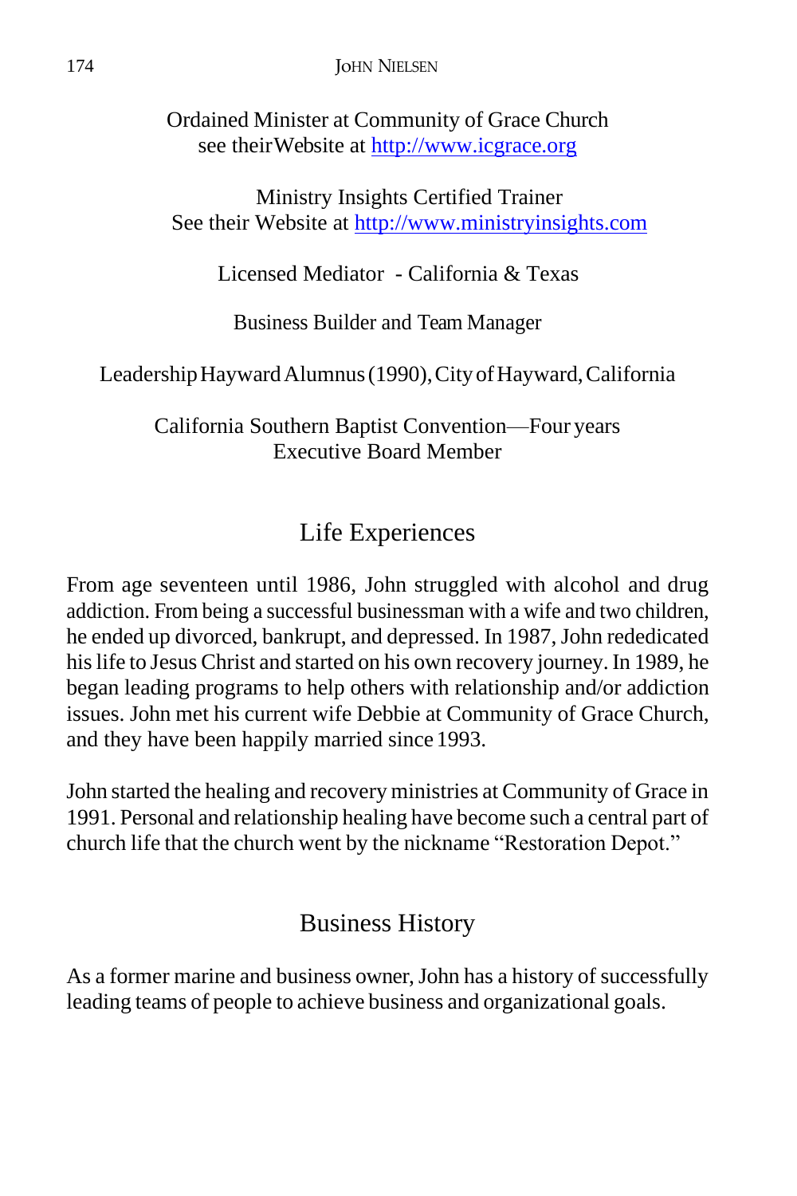Ordained Minister at Community of Grace Church
see theirWebsite at http://www.icgrace.org

Ministry Insights Certified Trainer
See their Website at http://www.ministryinsights.com

Licensed Mediator - California & Texas

Business Builder and Team Manager

Leadership Hayward Alumnus (1990), City of Hayward, California

California Southern Baptist Convention—Four years
Executive Board Member

## Life Experiences

From age seventeen until 1986, John struggled with alcohol and drug addiction. From being a successful businessman with a wife and two children, he ended up divorced, bankrupt, and depressed. In 1987, John rededicated his life to Jesus Christ and started on his own recovery journey. In 1989, he began leading programs to help others with relationship and/or addiction issues. John met his current wife Debbie at Community of Grace Church, and they have been happily married since 1993.

John started the healing and recovery ministries at Community of Grace in 1991. Personal and relationship healing have become such a central part of church life that the church went by the nickname "Restoration Depot."

## Business History

As a former marine and business owner, John has a history of successfully leading teams of people to achieve business and organizational goals.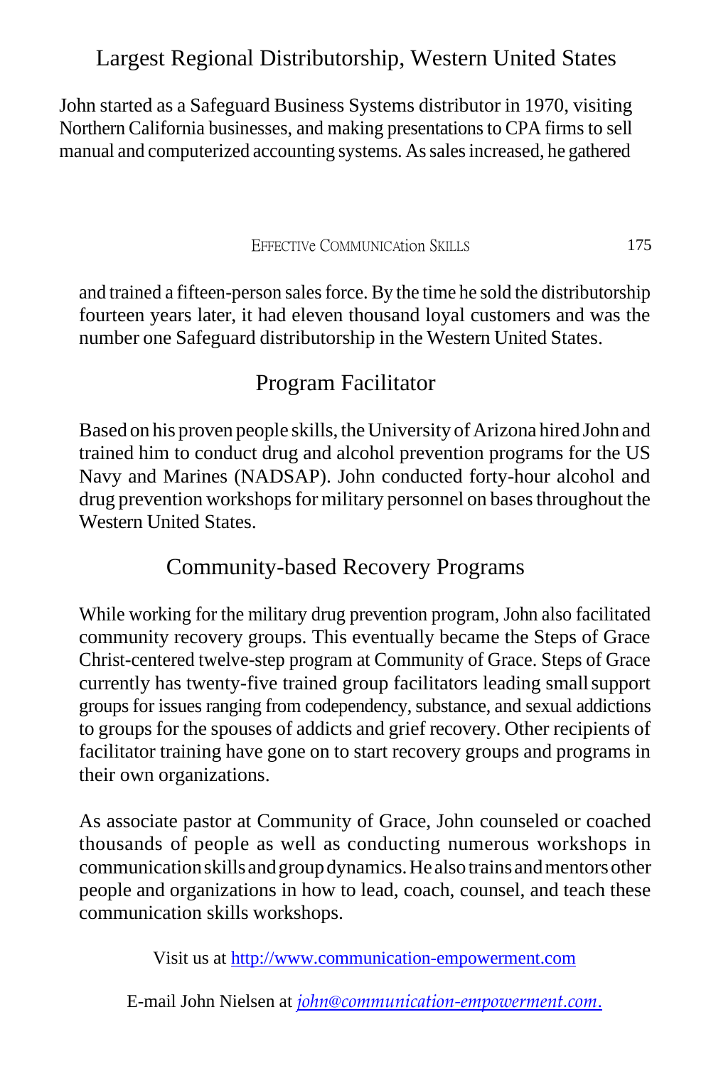## Largest Regional Distributorship, Western United States

John started as a Safeguard Business Systems distributor in 1970, visiting Northern California businesses, and making presentations to CPA firms to sell manual and computerized accounting systems. As sales increased, he gathered and trained a fifteen-person sales force. By the time he sold the distributorship fourteen years later, it had eleven thousand loyal customers and was the number one Safeguard distributorship in the Western United States.

## Program Facilitator

Based on his proven people skills, the University of Arizona hired John and trained him to conduct drug and alcohol prevention programs for the US Navy and Marines (NADSAP). John conducted forty-hour alcohol and drug prevention workshops for military personnel on bases throughout the Western United States.

## Community-based Recovery Programs

While working for the military drug prevention program, John also facilitated community recovery groups. This eventually became the Steps of Grace Christ-centered twelve-step program at Community of Grace. Steps of Grace currently has twenty-five trained group facilitators leading small support groups for issues ranging from codependency, substance, and sexual addictions to groups for the spouses of addicts and grief recovery. Other recipients of facilitator training have gone on to start recovery groups and programs in their own organizations.

As associate pastor at Community of Grace, John counseled or coached thousands of people as well as conducting numerous workshops in communication skills and group dynamics. He also trains and mentors other people and organizations in how to lead, coach, counsel, and teach these communication skills workshops.

Visit us at [http://www.communication-empowerment.com](http://www.communication-empowerment.com)

E-mail John Nielsen at *[john@communication-empowerment.com](mailto:john@communication-empowerment.com).*